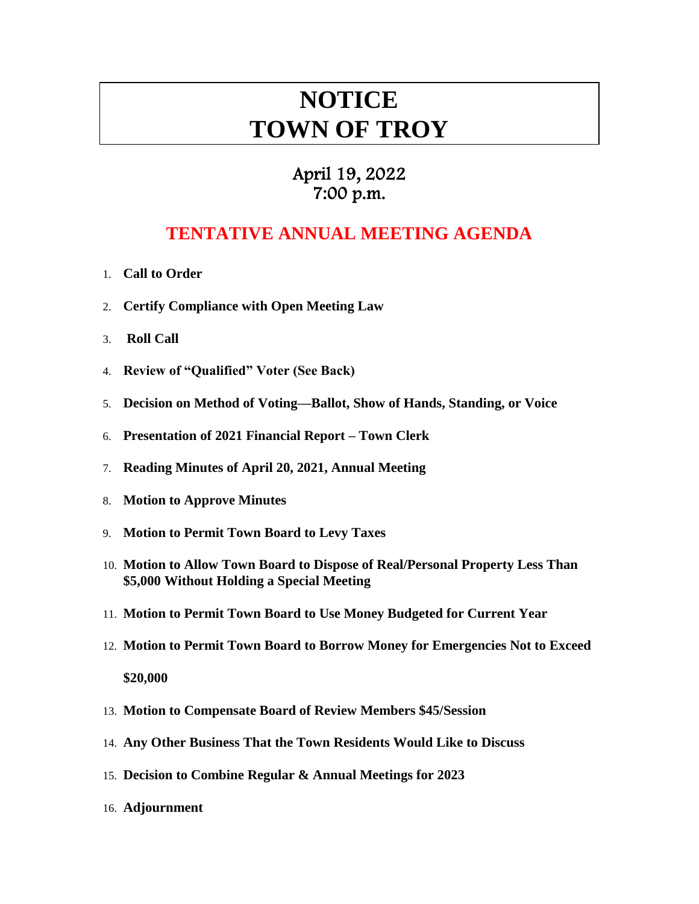# NOTICE
# TOWN OF TROY

## April 19, 2022
## 7:00 p.m.

## TENTATIVE ANNUAL MEETING AGENDA

1. **Call to Order**
2. **Certify Compliance with Open Meeting Law**
3. **Roll Call**
4. **Review of "Qualified" Voter (See Back)**
5. **Decision on Method of Voting—Ballot, Show of Hands, Standing, or Voice**
6. **Presentation of 2021 Financial Report – Town Clerk**
7. **Reading Minutes of April 20, 2021, Annual Meeting**
8. **Motion to Approve Minutes**
9. **Motion to Permit Town Board to Levy Taxes**
10. **Motion to Allow Town Board to Dispose of Real/Personal Property Less Than $5,000 Without Holding a Special Meeting**
11. **Motion to Permit Town Board to Use Money Budgeted for Current Year**
12. **Motion to Permit Town Board to Borrow Money for Emergencies Not to Exceed $20,000**
13. **Motion to Compensate Board of Review Members $45/Session**
14. **Any Other Business That the Town Residents Would Like to Discuss**
15. **Decision to Combine Regular & Annual Meetings for 2023**
16. **Adjournment**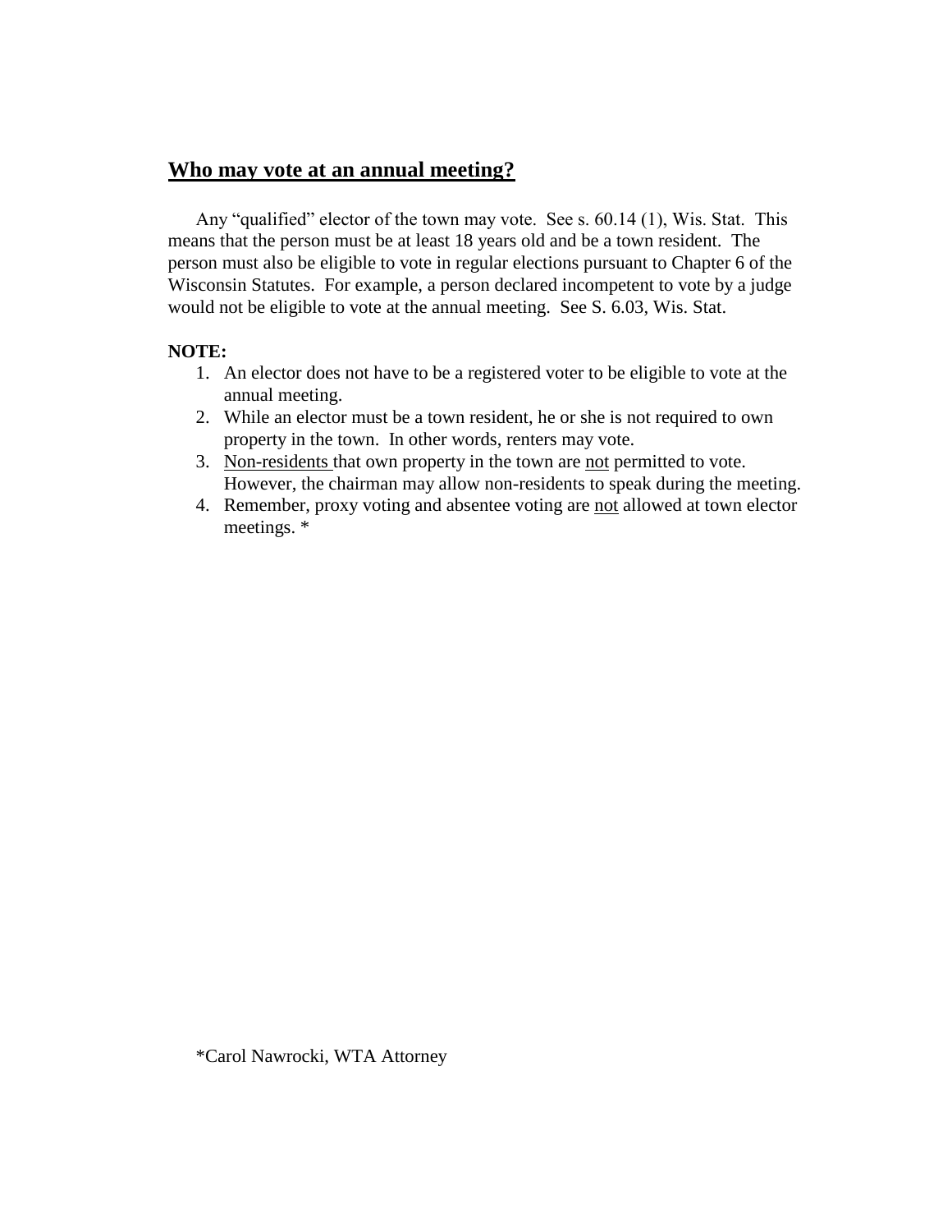## **Who may vote at an annual meeting?**

Any "qualified" elector of the town may vote. See s. 60.14 (1), Wis. Stat. This means that the person must be at least 18 years old and be a town resident. The person must also be eligible to vote in regular elections pursuant to Chapter 6 of the Wisconsin Statutes. For example, a person declared incompetent to vote by a judge would not be eligible to vote at the annual meeting. See S. 6.03, Wis. Stat.

**NOTE:**

1. An elector does not have to be a registered voter to be eligible to vote at the annual meeting.
2. While an elector must be a town resident, he or she is not required to own property in the town. In other words, renters may vote.
3. <u>Non-residents</u> that own property in the town are <u>not</u> permitted to vote. However, the chairman may allow non-residents to speak during the meeting.
4. Remember, proxy voting and absentee voting are <u>not</u> allowed at town elector meetings. *

*Carol Nawrocki, WTA Attorney